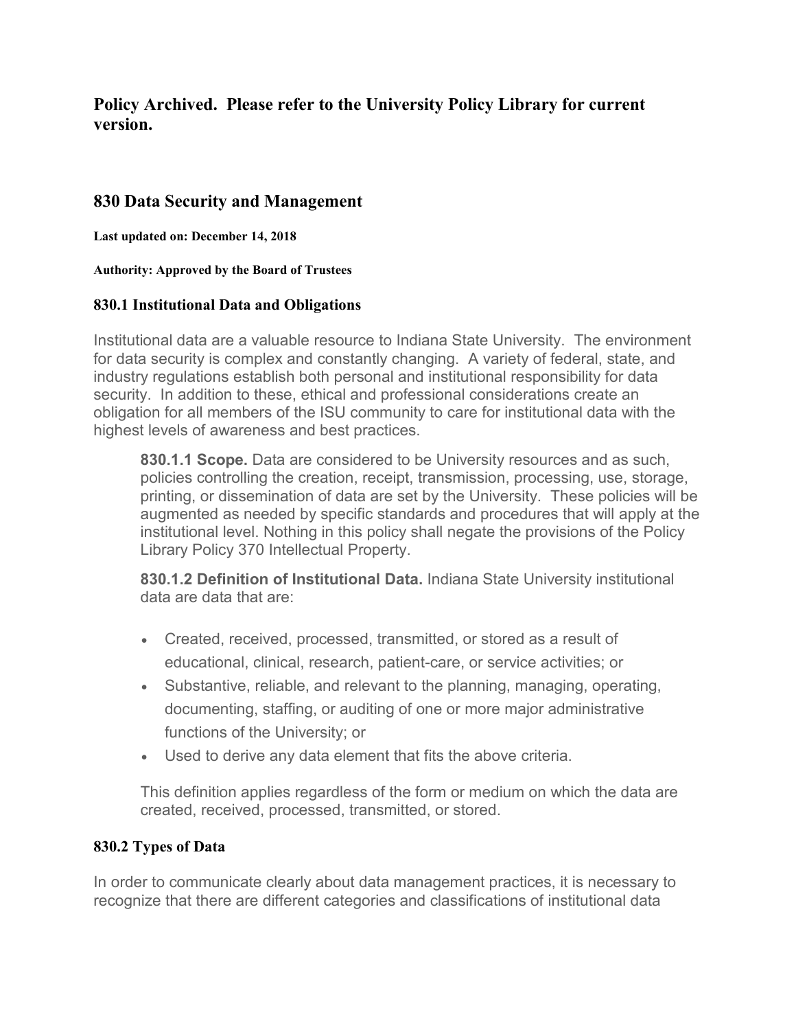**Policy Archived. Please refer to the University Policy Library for current version.**

## 830 Data Security and Management

**Last updated on: December 14, 2018**

**Authority: Approved by the Board of Trustees**

### 830.1 Institutional Data and Obligations

Institutional data are a valuable resource to Indiana State University. The environment for data security is complex and constantly changing. A variety of federal, state, and industry regulations establish both personal and institutional responsibility for data security. In addition to these, ethical and professional considerations create an obligation for all members of the ISU community to care for institutional data with the highest levels of awareness and best practices.

**830.1.1 Scope.** Data are considered to be University resources and as such, policies controlling the creation, receipt, transmission, processing, use, storage, printing, or dissemination of data are set by the University. These policies will be augmented as needed by specific standards and procedures that will apply at the institutional level. Nothing in this policy shall negate the provisions of the Policy Library Policy 370 Intellectual Property.

**830.1.2 Definition of Institutional Data.** Indiana State University institutional data are data that are:

- Created, received, processed, transmitted, or stored as a result of educational, clinical, research, patient-care, or service activities; or
- Substantive, reliable, and relevant to the planning, managing, operating, documenting, staffing, or auditing of one or more major administrative functions of the University; or
- Used to derive any data element that fits the above criteria.

This definition applies regardless of the form or medium on which the data are created, received, processed, transmitted, or stored.

### 830.2 Types of Data

In order to communicate clearly about data management practices, it is necessary to recognize that there are different categories and classifications of institutional data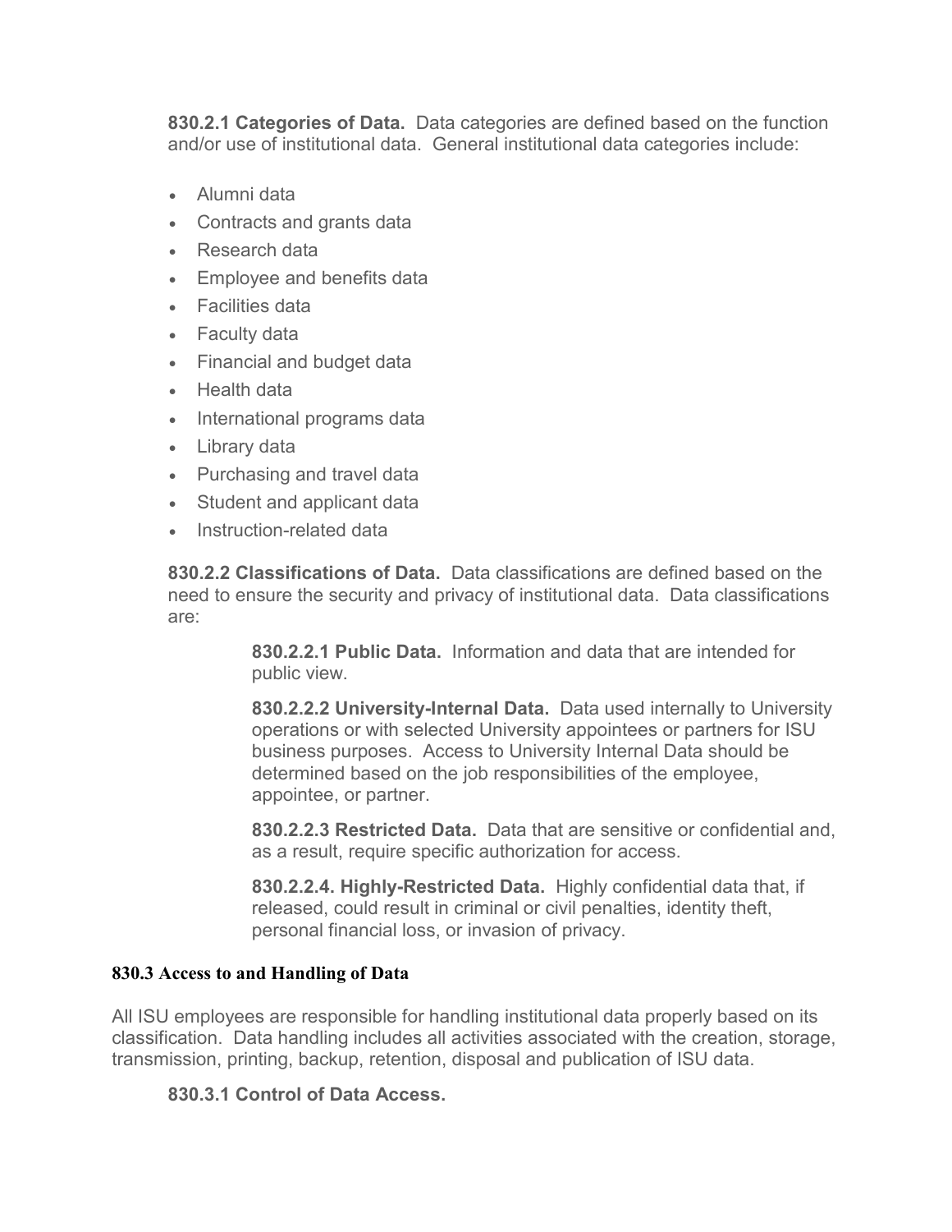**830.2.1 Categories of Data.** Data categories are defined based on the function and/or use of institutional data. General institutional data categories include:

- Alumni data
- Contracts and grants data
- Research data
- Employee and benefits data
- Facilities data
- Faculty data
- Financial and budget data
- Health data
- International programs data
- Library data
- Purchasing and travel data
- Student and applicant data
- Instruction-related data

**830.2.2 Classifications of Data.** Data classifications are defined based on the need to ensure the security and privacy of institutional data. Data classifications are:

**830.2.2.1 Public Data.** Information and data that are intended for public view.

**830.2.2.2 University-Internal Data.** Data used internally to University operations or with selected University appointees or partners for ISU business purposes. Access to University Internal Data should be determined based on the job responsibilities of the employee, appointee, or partner.

**830.2.2.3 Restricted Data.** Data that are sensitive or confidential and, as a result, require specific authorization for access.

**830.2.2.4. Highly-Restricted Data.** Highly confidential data that, if released, could result in criminal or civil penalties, identity theft, personal financial loss, or invasion of privacy.

## 830.3 Access to and Handling of Data

All ISU employees are responsible for handling institutional data properly based on its classification. Data handling includes all activities associated with the creation, storage, transmission, printing, backup, retention, disposal and publication of ISU data.

**830.3.1 Control of Data Access.**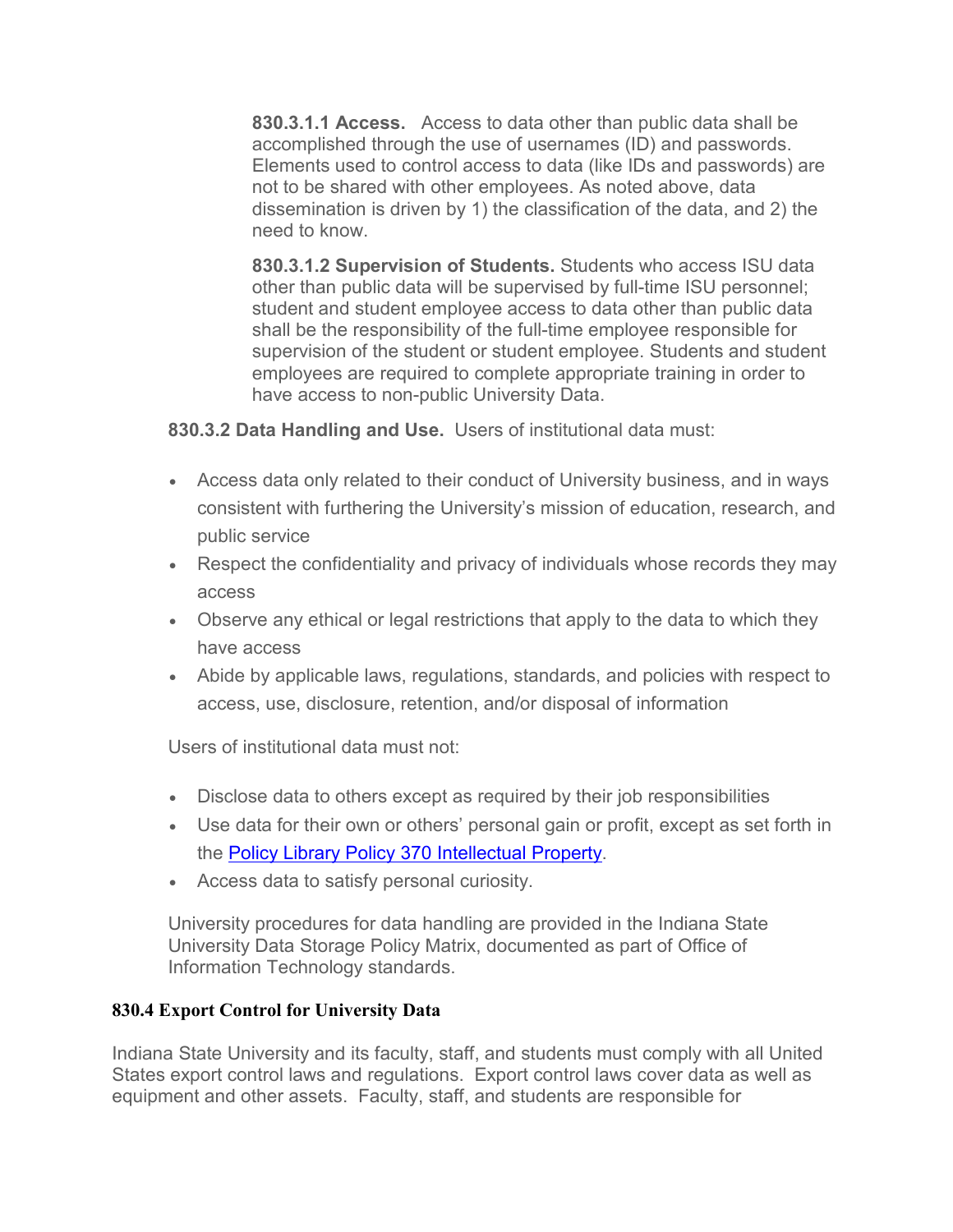**830.3.1.1 Access.** Access to data other than public data shall be accomplished through the use of usernames (ID) and passwords. Elements used to control access to data (like IDs and passwords) are not to be shared with other employees. As noted above, data dissemination is driven by 1) the classification of the data, and 2) the need to know.

**830.3.1.2 Supervision of Students.** Students who access ISU data other than public data will be supervised by full-time ISU personnel; student and student employee access to data other than public data shall be the responsibility of the full-time employee responsible for supervision of the student or student employee. Students and student employees are required to complete appropriate training in order to have access to non-public University Data.

**830.3.2 Data Handling and Use.** Users of institutional data must:

- Access data only related to their conduct of University business, and in ways consistent with furthering the University's mission of education, research, and public service
- Respect the confidentiality and privacy of individuals whose records they may access
- Observe any ethical or legal restrictions that apply to the data to which they have access
- Abide by applicable laws, regulations, standards, and policies with respect to access, use, disclosure, retention, and/or disposal of information

Users of institutional data must not:

- Disclose data to others except as required by their job responsibilities
- Use data for their own or others' personal gain or profit, except as set forth in the Policy Library Policy 370 Intellectual Property.
- Access data to satisfy personal curiosity.

University procedures for data handling are provided in the Indiana State University Data Storage Policy Matrix, documented as part of Office of Information Technology standards.

**830.4 Export Control for University Data**

Indiana State University and its faculty, staff, and students must comply with all United States export control laws and regulations. Export control laws cover data as well as equipment and other assets. Faculty, staff, and students are responsible for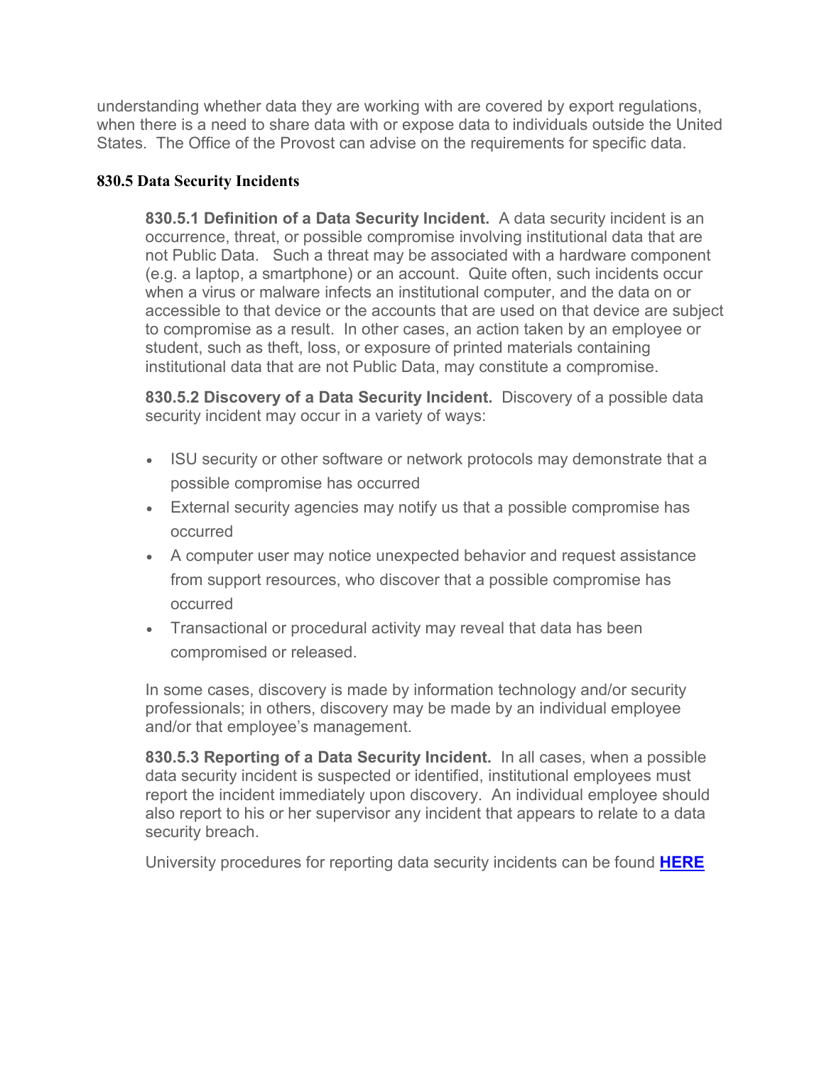understanding whether data they are working with are covered by export regulations, when there is a need to share data with or expose data to individuals outside the United States. The Office of the Provost can advise on the requirements for specific data.

### 830.5 Data Security Incidents

**830.5.1 Definition of a Data Security Incident.** A data security incident is an occurrence, threat, or possible compromise involving institutional data that are not Public Data. Such a threat may be associated with a hardware component (e.g. a laptop, a smartphone) or an account. Quite often, such incidents occur when a virus or malware infects an institutional computer, and the data on or accessible to that device or the accounts that are used on that device are subject to compromise as a result. In other cases, an action taken by an employee or student, such as theft, loss, or exposure of printed materials containing institutional data that are not Public Data, may constitute a compromise.

**830.5.2 Discovery of a Data Security Incident.** Discovery of a possible data security incident may occur in a variety of ways:

- ISU security or other software or network protocols may demonstrate that a possible compromise has occurred
- External security agencies may notify us that a possible compromise has occurred
- A computer user may notice unexpected behavior and request assistance from support resources, who discover that a possible compromise has occurred
- Transactional or procedural activity may reveal that data has been compromised or released.

In some cases, discovery is made by information technology and/or security professionals; in others, discovery may be made by an individual employee and/or that employee's management.

**830.5.3 Reporting of a Data Security Incident.** In all cases, when a possible data security incident is suspected or identified, institutional employees must report the incident immediately upon discovery. An individual employee should also report to his or her supervisor any incident that appears to relate to a data security breach.

University procedures for reporting data security incidents can be found **HERE**